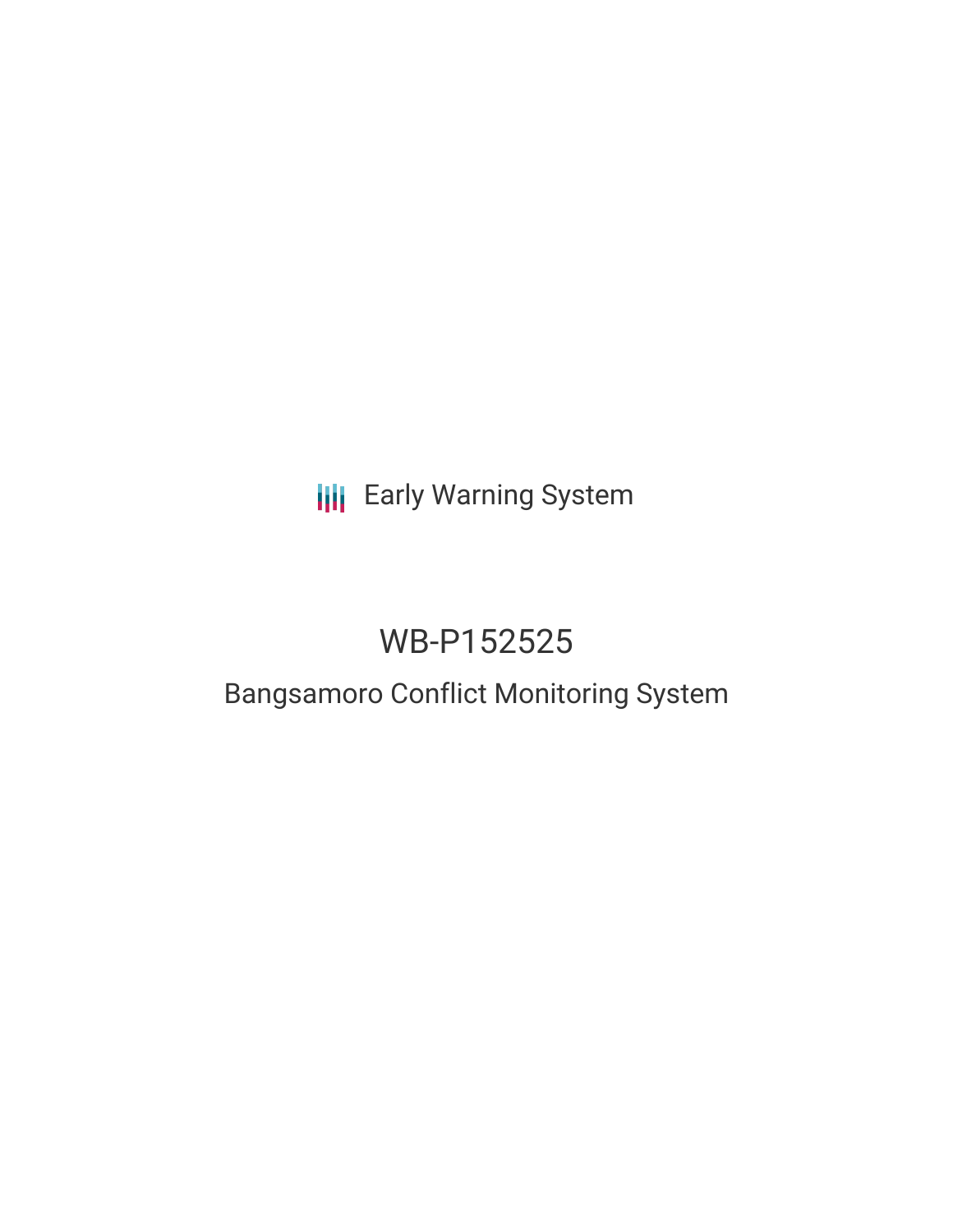Early Warning System

# WB-P152525

## Bangsamoro Conflict Monitoring System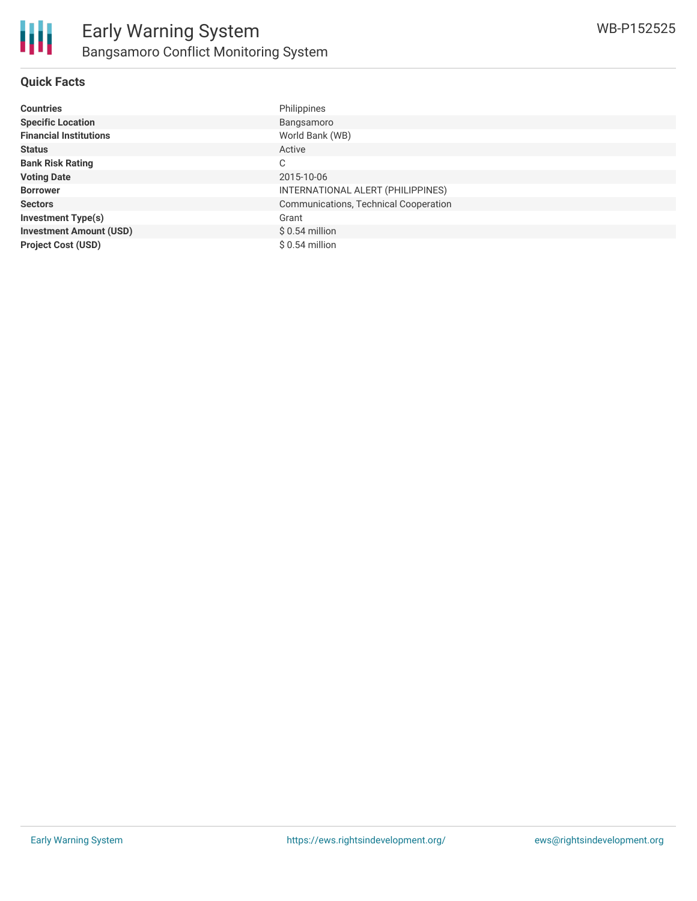# Bangsamoro Conflict Monitoring System

## Quick Facts

| | |
|---|---|
| **Countries** | Philippines |
| **Specific Location** | Bangsamoro |
| **Financial Institutions** | World Bank (WB) |
| **Status** | Active |
| **Bank Risk Rating** | C |
| **Voting Date** | 2015-10-06 |
| **Borrower** | INTERNATIONAL ALERT (PHILIPPINES) |
| **Sectors** | Communications, Technical Cooperation |
| **Investment Type(s)** | Grant |
| **Investment Amount (USD)** | $ 0.54 million |
| **Project Cost (USD)** | $ 0.54 million |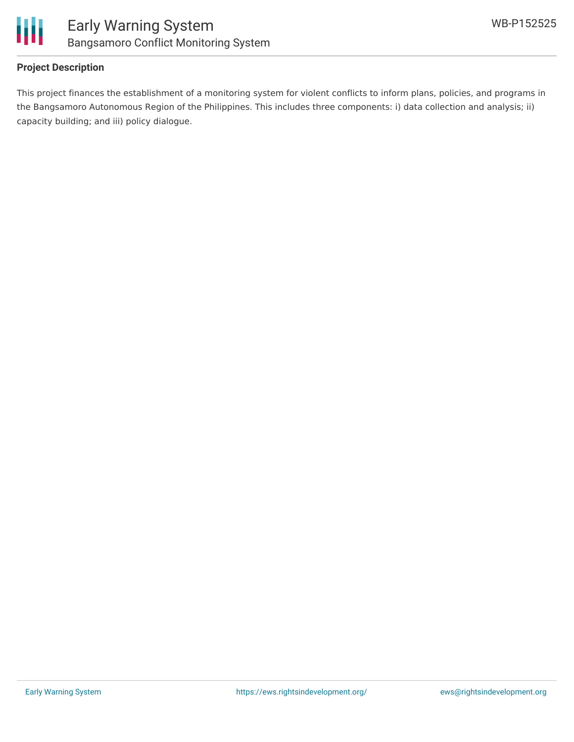## Project Description

This project finances the establishment of a monitoring system for violent conflicts to inform plans, policies, and programs in the Bangsamoro Autonomous Region of the Philippines. This includes three components: i) data collection and analysis; ii) capacity building; and iii) policy dialogue.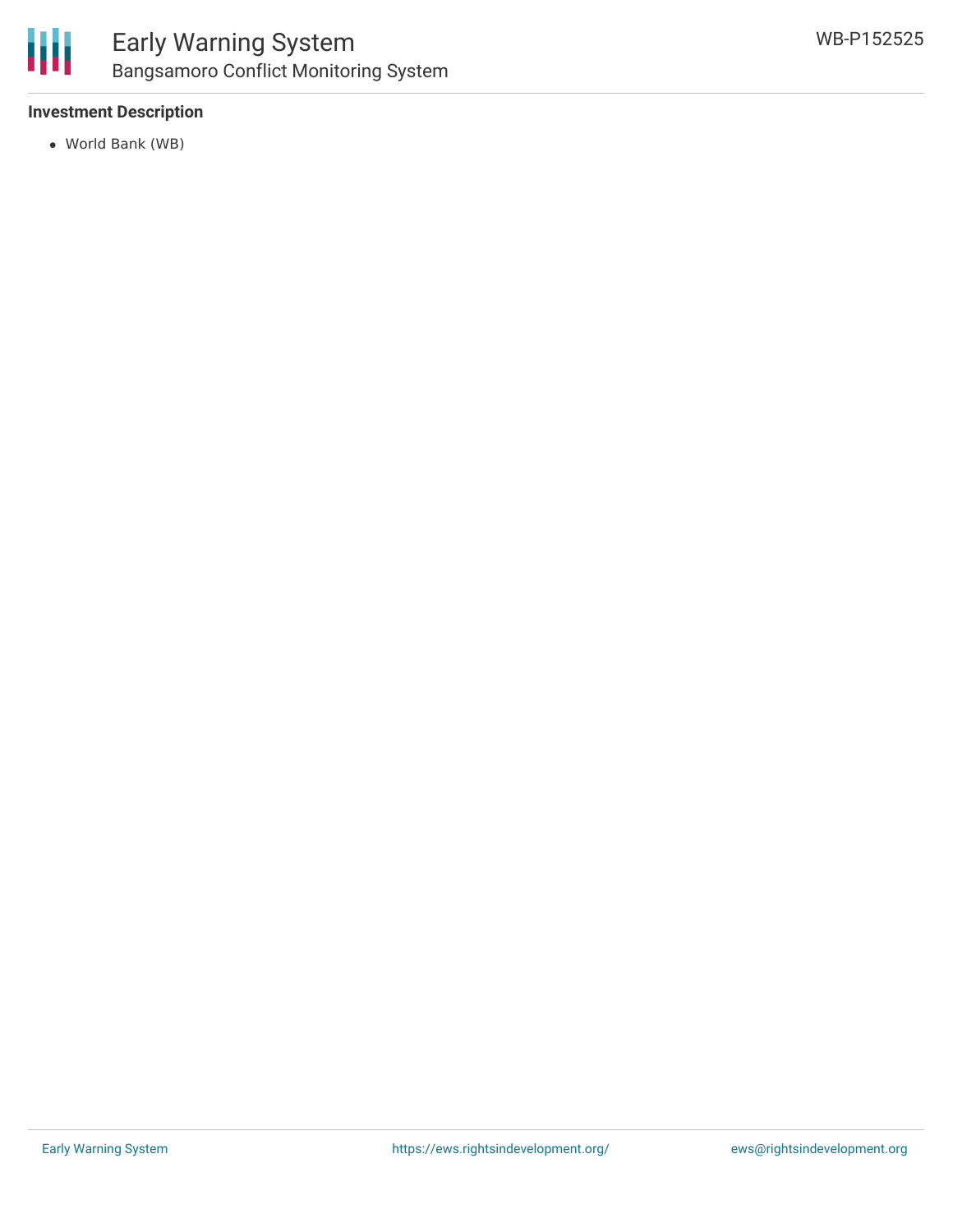**Investment Description**

- World Bank (WB)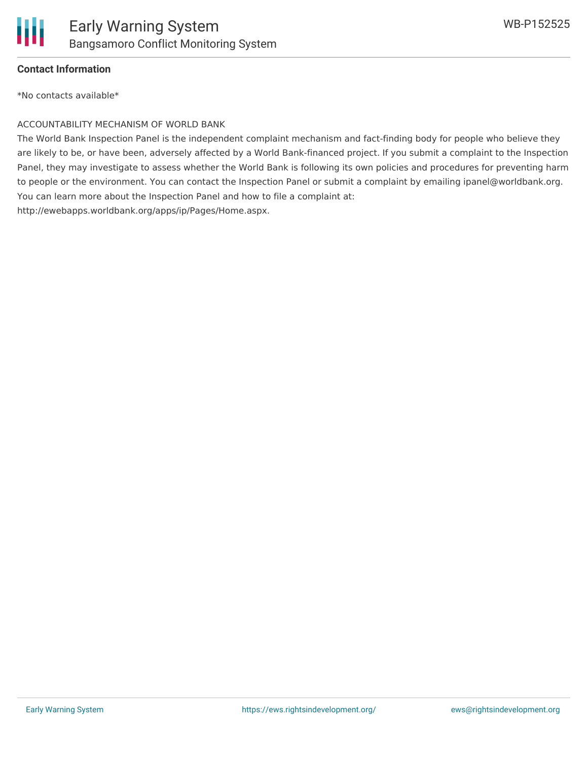## Contact Information

*No contacts available*

ACCOUNTABILITY MECHANISM OF WORLD BANK

The World Bank Inspection Panel is the independent complaint mechanism and fact-finding body for people who believe they are likely to be, or have been, adversely affected by a World Bank-financed project. If you submit a complaint to the Inspection Panel, they may investigate to assess whether the World Bank is following its own policies and procedures for preventing harm to people or the environment. You can contact the Inspection Panel or submit a complaint by emailing ipanel@worldbank.org. You can learn more about the Inspection Panel and how to file a complaint at: http://ewebapps.worldbank.org/apps/ip/Pages/Home.aspx.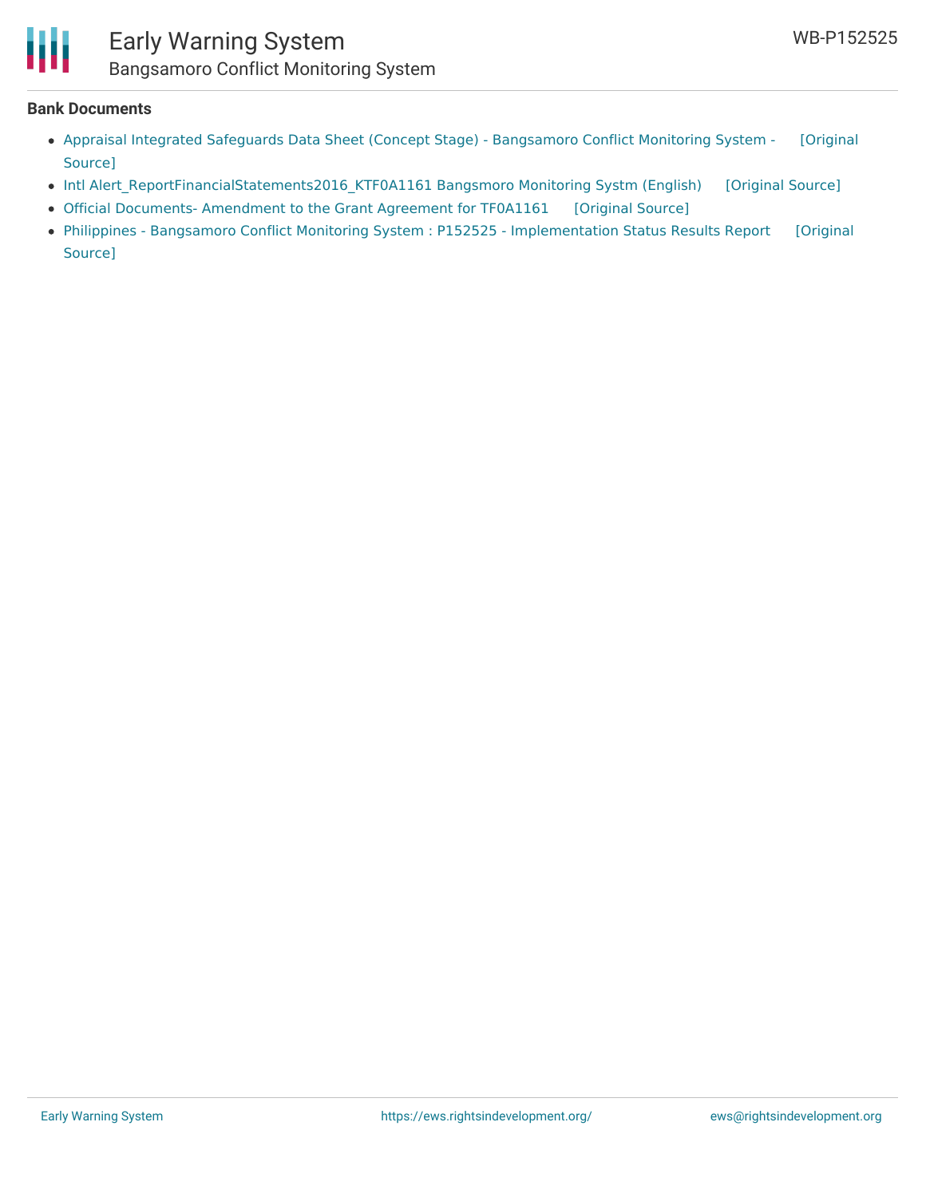## Bank Documents

- Appraisal Integrated Safeguards Data Sheet (Concept Stage) - Bangsamoro Conflict Monitoring System - [Original Source]
- Intl Alert_ReportFinancialStatements2016_KTF0A1161 Bangsmoro Monitoring Systm (English) [Original Source]
- Official Documents- Amendment to the Grant Agreement for TF0A1161 [Original Source]
- Philippines - Bangsamoro Conflict Monitoring System : P152525 - Implementation Status Results Report [Original Source]